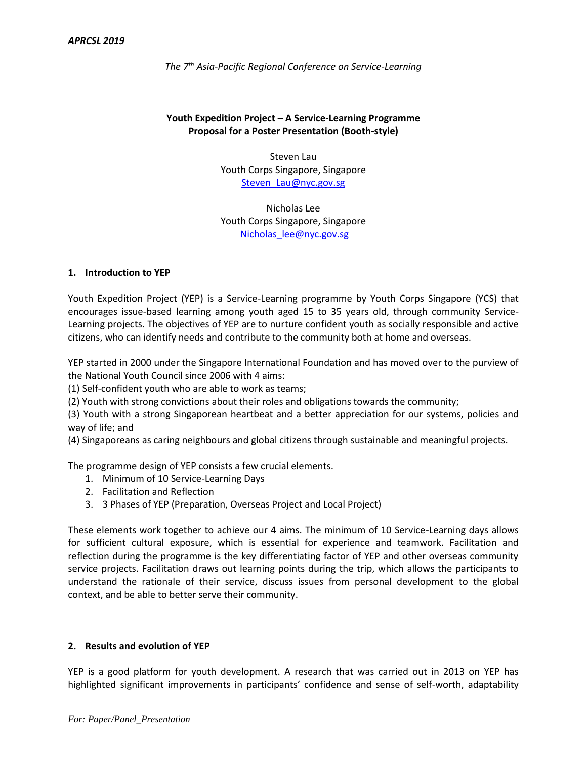*APRCSL 2019*

*The 7th Asia-Pacific Regional Conference on Service-Learning*

**Youth Expedition Project – A Service-Learning Programme**
**Proposal for a Poster Presentation (Booth-style)**

Steven Lau
Youth Corps Singapore, Singapore
Steven_Lau@nyc.gov.sg

Nicholas Lee
Youth Corps Singapore, Singapore
Nicholas_lee@nyc.gov.sg

## 1. Introduction to YEP

Youth Expedition Project (YEP) is a Service-Learning programme by Youth Corps Singapore (YCS) that encourages issue-based learning among youth aged 15 to 35 years old, through community Service-Learning projects. The objectives of YEP are to nurture confident youth as socially responsible and active citizens, who can identify needs and contribute to the community both at home and overseas.

YEP started in 2000 under the Singapore International Foundation and has moved over to the purview of the National Youth Council since 2006 with 4 aims:
(1) Self-confident youth who are able to work as teams;
(2) Youth with strong convictions about their roles and obligations towards the community;
(3) Youth with a strong Singaporean heartbeat and a better appreciation for our systems, policies and way of life; and
(4) Singaporeans as caring neighbours and global citizens through sustainable and meaningful projects.

The programme design of YEP consists a few crucial elements.

1. Minimum of 10 Service-Learning Days
2. Facilitation and Reflection
3. 3 Phases of YEP (Preparation, Overseas Project and Local Project)

These elements work together to achieve our 4 aims. The minimum of 10 Service-Learning days allows for sufficient cultural exposure, which is essential for experience and teamwork. Facilitation and reflection during the programme is the key differentiating factor of YEP and other overseas community service projects. Facilitation draws out learning points during the trip, which allows the participants to understand the rationale of their service, discuss issues from personal development to the global context, and be able to better serve their community.

## 2. Results and evolution of YEP

YEP is a good platform for youth development. A research that was carried out in 2013 on YEP has highlighted significant improvements in participants' confidence and sense of self-worth, adaptability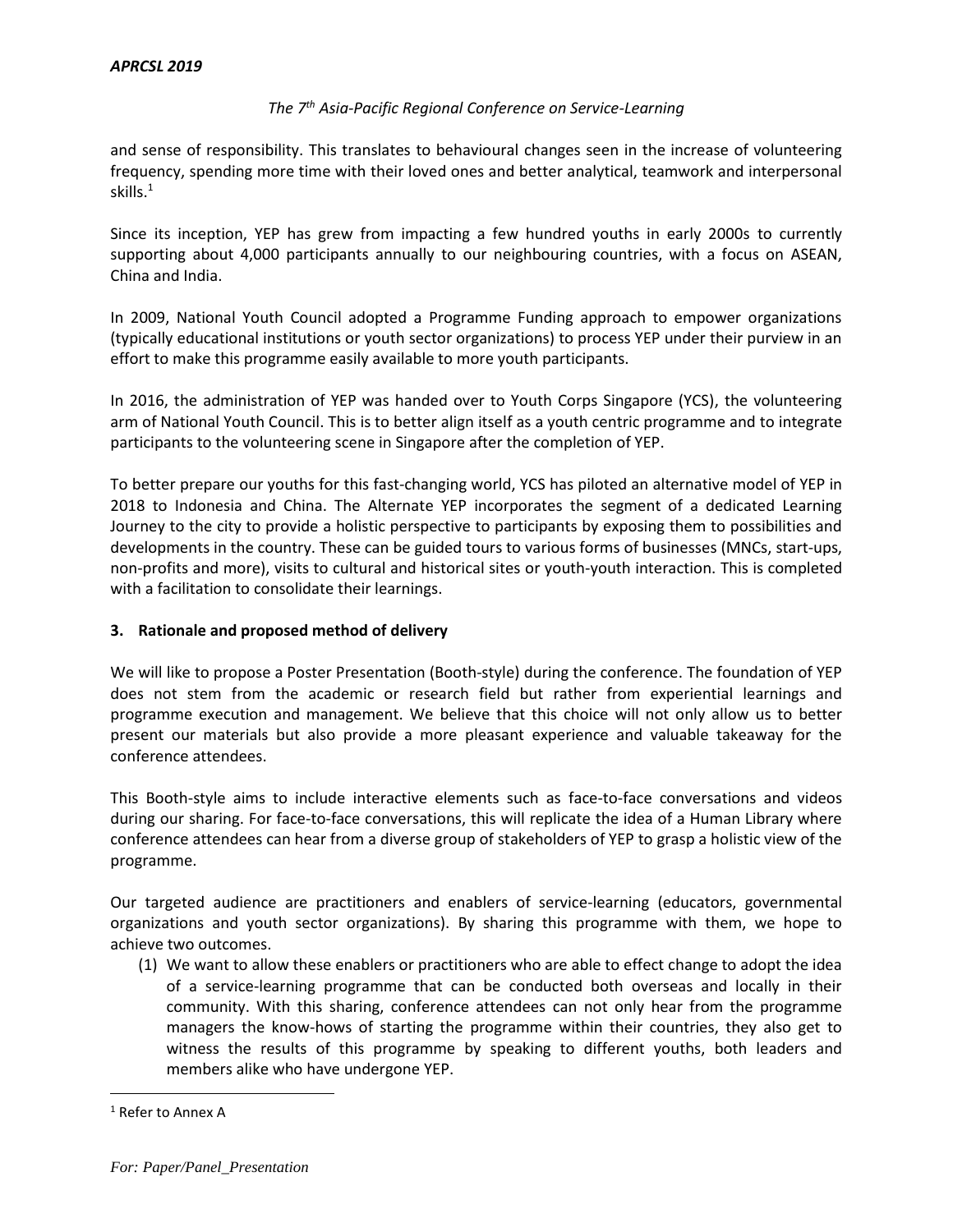and sense of responsibility. This translates to behavioural changes seen in the increase of volunteering frequency, spending more time with their loved ones and better analytical, teamwork and interpersonal skills.[1]

Since its inception, YEP has grew from impacting a few hundred youths in early 2000s to currently supporting about 4,000 participants annually to our neighbouring countries, with a focus on ASEAN, China and India.

In 2009, National Youth Council adopted a Programme Funding approach to empower organizations (typically educational institutions or youth sector organizations) to process YEP under their purview in an effort to make this programme easily available to more youth participants.

In 2016, the administration of YEP was handed over to Youth Corps Singapore (YCS), the volunteering arm of National Youth Council. This is to better align itself as a youth centric programme and to integrate participants to the volunteering scene in Singapore after the completion of YEP.

To better prepare our youths for this fast-changing world, YCS has piloted an alternative model of YEP in 2018 to Indonesia and China. The Alternate YEP incorporates the segment of a dedicated Learning Journey to the city to provide a holistic perspective to participants by exposing them to possibilities and developments in the country. These can be guided tours to various forms of businesses (MNCs, start-ups, non-profits and more), visits to cultural and historical sites or youth-youth interaction. This is completed with a facilitation to consolidate their learnings.

## 3. Rationale and proposed method of delivery

We will like to propose a Poster Presentation (Booth-style) during the conference. The foundation of YEP does not stem from the academic or research field but rather from experiential learnings and programme execution and management. We believe that this choice will not only allow us to better present our materials but also provide a more pleasant experience and valuable takeaway for the conference attendees.

This Booth-style aims to include interactive elements such as face-to-face conversations and videos during our sharing. For face-to-face conversations, this will replicate the idea of a Human Library where conference attendees can hear from a diverse group of stakeholders of YEP to grasp a holistic view of the programme.

Our targeted audience are practitioners and enablers of service-learning (educators, governmental organizations and youth sector organizations). By sharing this programme with them, we hope to achieve two outcomes.

(1) We want to allow these enablers or practitioners who are able to effect change to adopt the idea of a service-learning programme that can be conducted both overseas and locally in their community. With this sharing, conference attendees can not only hear from the programme managers the know-hows of starting the programme within their countries, they also get to witness the results of this programme by speaking to different youths, both leaders and members alike who have undergone YEP.

[1] Refer to Annex A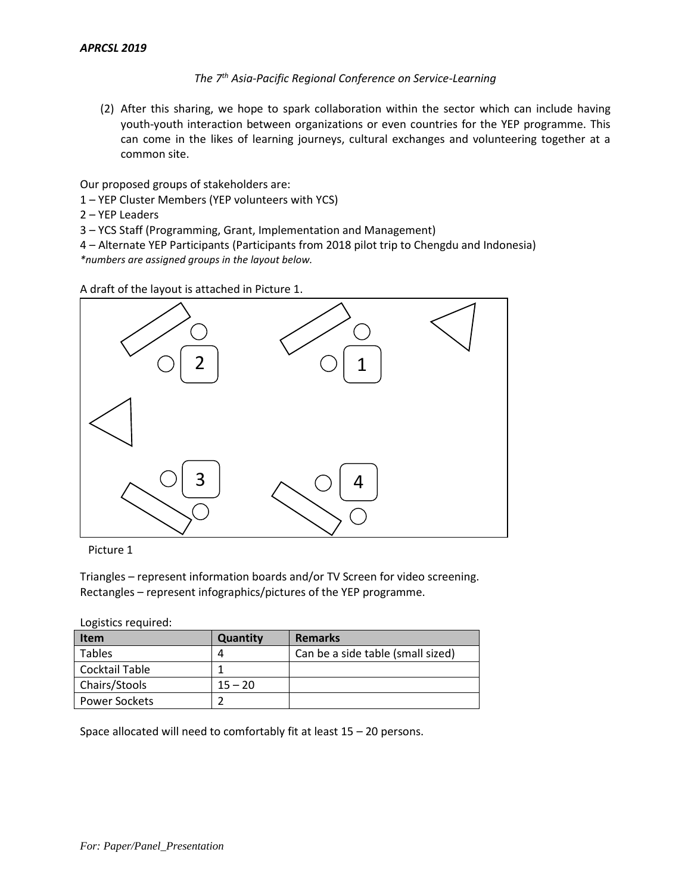(2) After this sharing, we hope to spark collaboration within the sector which can include having youth-youth interaction between organizations or even countries for the YEP programme. This can come in the likes of learning journeys, cultural exchanges and volunteering together at a common site.

Our proposed groups of stakeholders are:

1 – YEP Cluster Members (YEP volunteers with YCS)
2 – YEP Leaders
3 – YCS Staff (Programming, Grant, Implementation and Management)
4 – Alternate YEP Participants (Participants from 2018 pilot trip to Chengdu and Indonesia)

*\*numbers are assigned groups in the layout below.*

A draft of the layout is attached in Picture 1.

Picture 1

Triangles – represent information boards and/or TV Screen for video screening.
Rectangles – represent infographics/pictures of the YEP programme.

Logistics required:

| Item | Quantity | Remarks |
|---|---|---|
| Tables | 4 | Can be a side table (small sized) |
| Cocktail Table | 1 | |
| Chairs/Stools | 15 – 20 | |
| Power Sockets | 2 | |

Space allocated will need to comfortably fit at least 15 – 20 persons.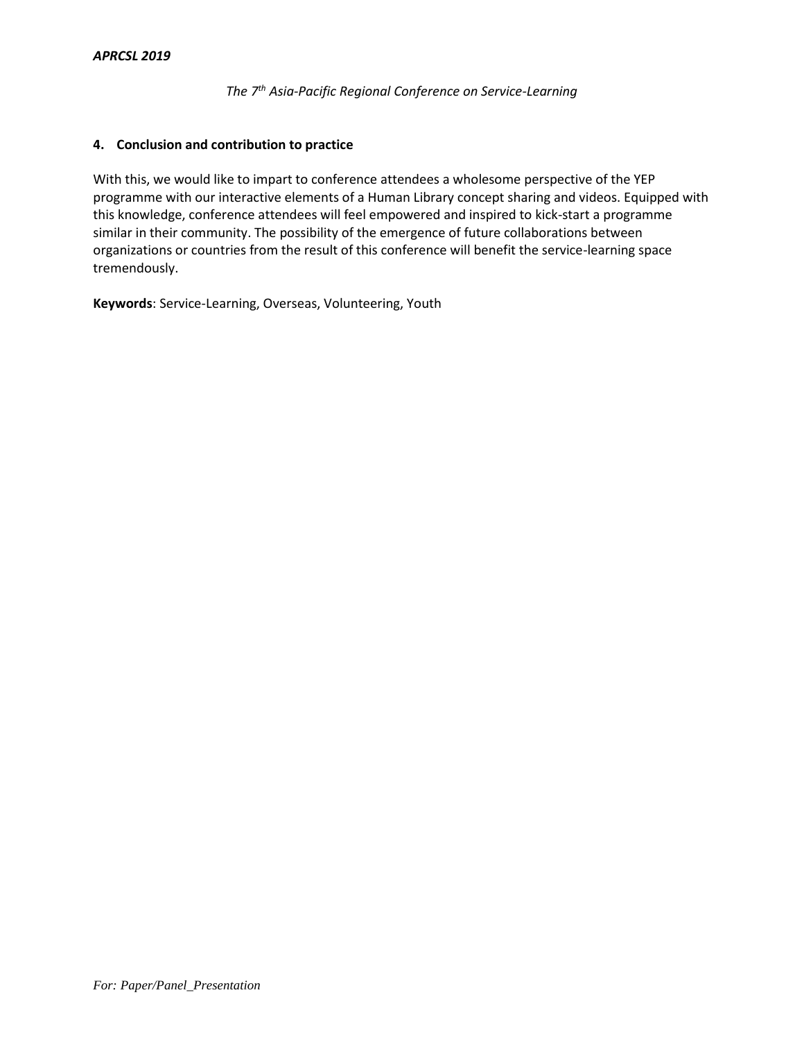## 4. Conclusion and contribution to practice

With this, we would like to impart to conference attendees a wholesome perspective of the YEP programme with our interactive elements of a Human Library concept sharing and videos. Equipped with this knowledge, conference attendees will feel empowered and inspired to kick-start a programme similar in their community. The possibility of the emergence of future collaborations between organizations or countries from the result of this conference will benefit the service-learning space tremendously.

**Keywords**: Service-Learning, Overseas, Volunteering, Youth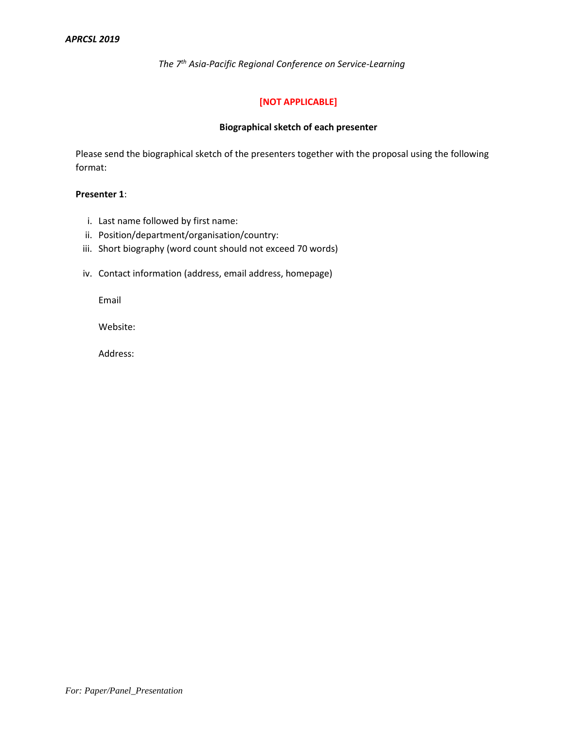**[NOT APPLICABLE]**

**Biographical sketch of each presenter**

Please send the biographical sketch of the presenters together with the proposal using the following format:

**Presenter 1**:

i. Last name followed by first name:
ii. Position/department/organisation/country:
iii. Short biography (word count should not exceed 70 words)
iv. Contact information (address, email address, homepage)

Email

Website:

Address:

*For: Paper/Panel_Presentation*